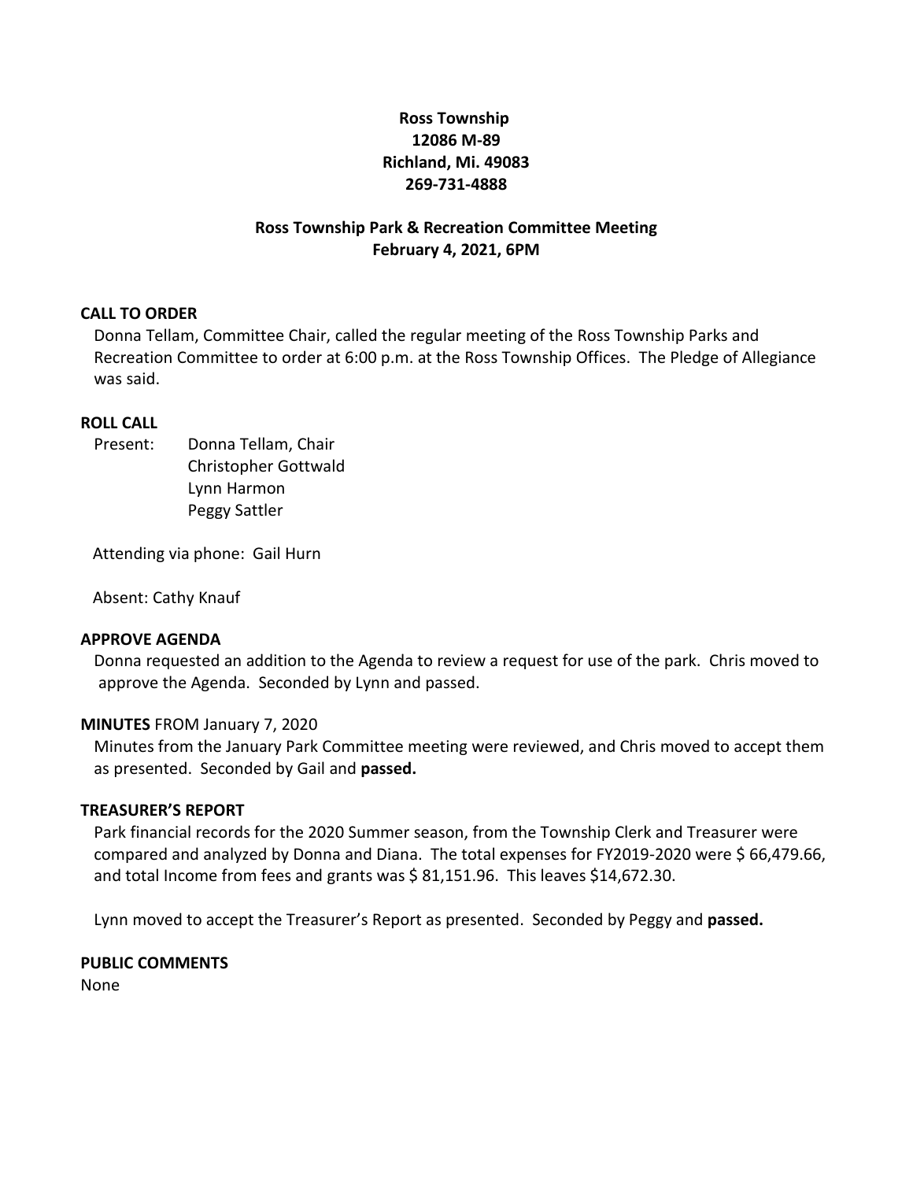**Ross Township**
**12086 M-89**
**Richland, Mi. 49083**
**269-731-4888**

**Ross Township Park & Recreation Committee Meeting**
**February 4, 2021, 6PM**

**CALL TO ORDER**

Donna Tellam, Committee Chair, called the regular meeting of the Ross Township Parks and Recreation Committee to order at 6:00 p.m. at the Ross Township Offices. The Pledge of Allegiance was said.

**ROLL CALL**

Present: Donna Tellam, Chair
Christopher Gottwald
Lynn Harmon
Peggy Sattler

Attending via phone: Gail Hurn

Absent: Cathy Knauf

**APPROVE AGENDA**

Donna requested an addition to the Agenda to review a request for use of the park. Chris moved to approve the Agenda. Seconded by Lynn and passed.

**MINUTES** FROM January 7, 2020

Minutes from the January Park Committee meeting were reviewed, and Chris moved to accept them as presented. Seconded by Gail and **passed.**

**TREASURER'S REPORT**

Park financial records for the 2020 Summer season, from the Township Clerk and Treasurer were compared and analyzed by Donna and Diana. The total expenses for FY2019-2020 were $ 66,479.66, and total Income from fees and grants was $ 81,151.96. This leaves $14,672.30.

Lynn moved to accept the Treasurer's Report as presented. Seconded by Peggy and **passed.**

**PUBLIC COMMENTS**

None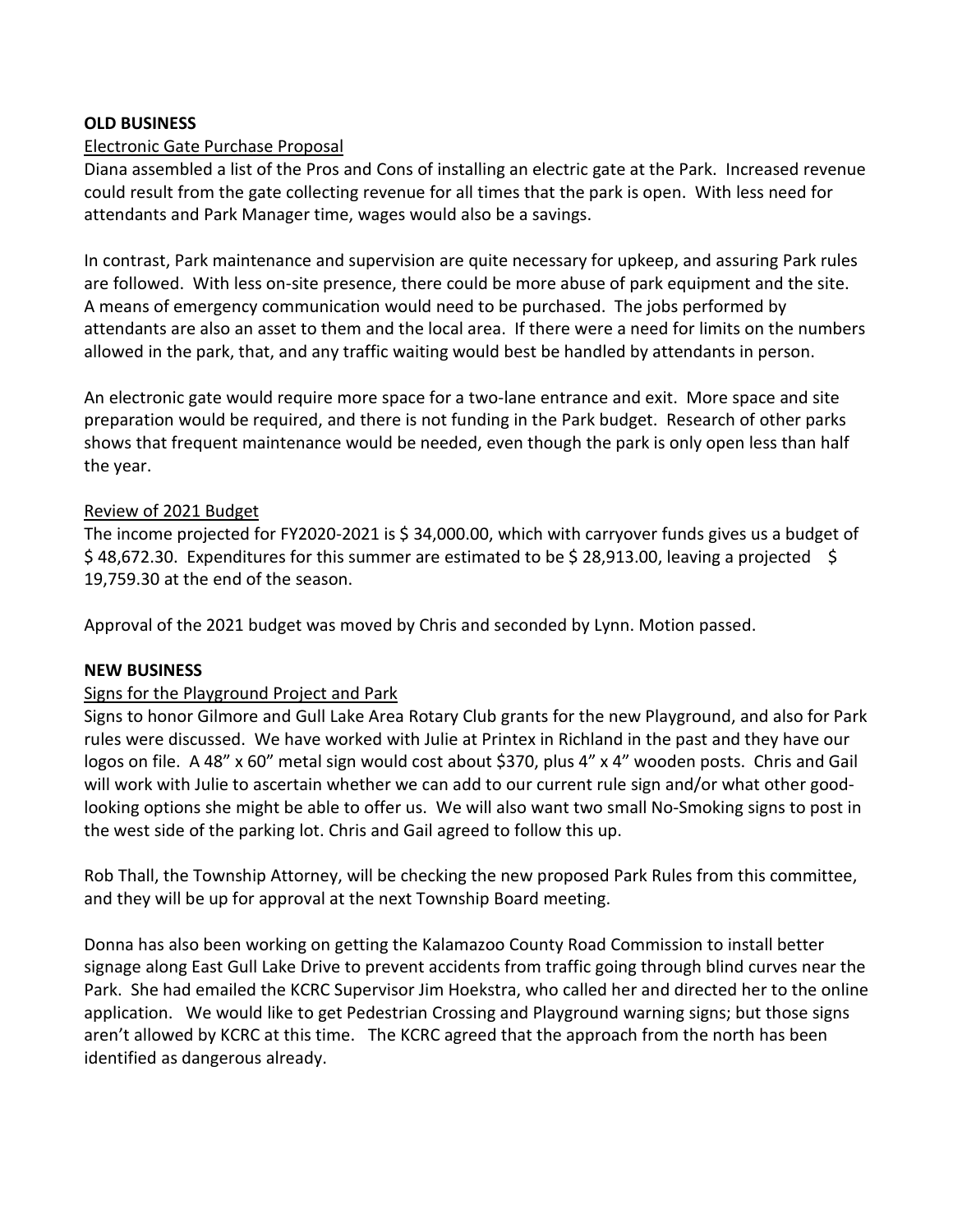## OLD BUSINESS

Electronic Gate Purchase Proposal

Diana assembled a list of the Pros and Cons of installing an electric gate at the Park. Increased revenue could result from the gate collecting revenue for all times that the park is open. With less need for attendants and Park Manager time, wages would also be a savings.

In contrast, Park maintenance and supervision are quite necessary for upkeep, and assuring Park rules are followed. With less on-site presence, there could be more abuse of park equipment and the site. A means of emergency communication would need to be purchased. The jobs performed by attendants are also an asset to them and the local area. If there were a need for limits on the numbers allowed in the park, that, and any traffic waiting would best be handled by attendants in person.

An electronic gate would require more space for a two-lane entrance and exit. More space and site preparation would be required, and there is not funding in the Park budget. Research of other parks shows that frequent maintenance would be needed, even though the park is only open less than half the year.

Review of 2021 Budget

The income projected for FY2020-2021 is $ 34,000.00, which with carryover funds gives us a budget of $ 48,672.30. Expenditures for this summer are estimated to be $ 28,913.00, leaving a projected $ 19,759.30 at the end of the season.

Approval of the 2021 budget was moved by Chris and seconded by Lynn. Motion passed.

## NEW BUSINESS

Signs for the Playground Project and Park

Signs to honor Gilmore and Gull Lake Area Rotary Club grants for the new Playground, and also for Park rules were discussed. We have worked with Julie at Printex in Richland in the past and they have our logos on file. A 48" x 60" metal sign would cost about $370, plus 4" x 4" wooden posts. Chris and Gail will work with Julie to ascertain whether we can add to our current rule sign and/or what other good-looking options she might be able to offer us. We will also want two small No-Smoking signs to post in the west side of the parking lot. Chris and Gail agreed to follow this up.

Rob Thall, the Township Attorney, will be checking the new proposed Park Rules from this committee, and they will be up for approval at the next Township Board meeting.

Donna has also been working on getting the Kalamazoo County Road Commission to install better signage along East Gull Lake Drive to prevent accidents from traffic going through blind curves near the Park. She had emailed the KCRC Supervisor Jim Hoekstra, who called her and directed her to the online application. We would like to get Pedestrian Crossing and Playground warning signs; but those signs aren't allowed by KCRC at this time. The KCRC agreed that the approach from the north has been identified as dangerous already.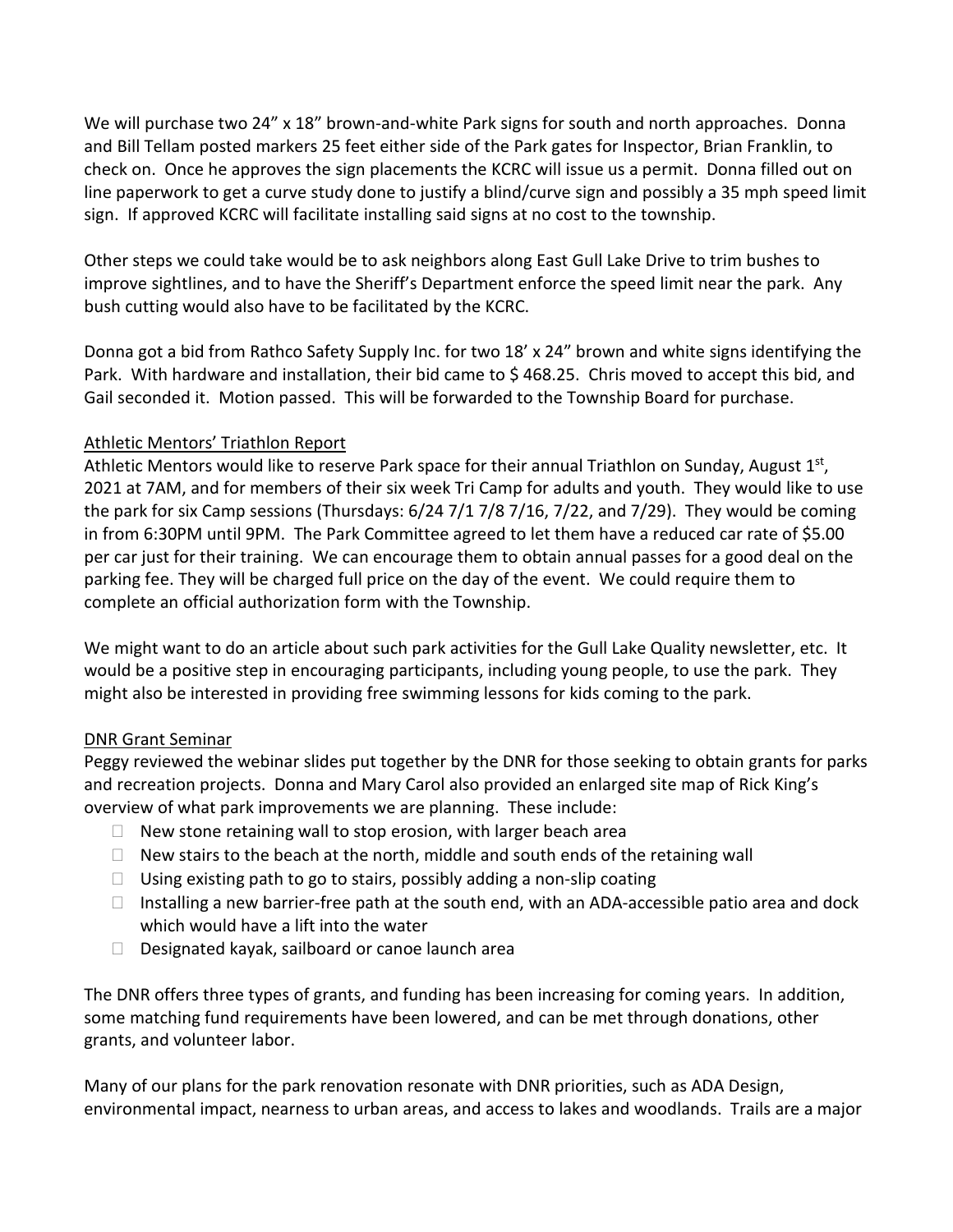We will purchase two 24" x 18" brown-and-white Park signs for south and north approaches. Donna and Bill Tellam posted markers 25 feet either side of the Park gates for Inspector, Brian Franklin, to check on. Once he approves the sign placements the KCRC will issue us a permit. Donna filled out on line paperwork to get a curve study done to justify a blind/curve sign and possibly a 35 mph speed limit sign. If approved KCRC will facilitate installing said signs at no cost to the township.

Other steps we could take would be to ask neighbors along East Gull Lake Drive to trim bushes to improve sightlines, and to have the Sheriff's Department enforce the speed limit near the park. Any bush cutting would also have to be facilitated by the KCRC.

Donna got a bid from Rathco Safety Supply Inc. for two 18' x 24" brown and white signs identifying the Park. With hardware and installation, their bid came to $ 468.25. Chris moved to accept this bid, and Gail seconded it. Motion passed. This will be forwarded to the Township Board for purchase.

<u>Athletic Mentors' Triathlon Report</u>

Athletic Mentors would like to reserve Park space for their annual Triathlon on Sunday, August 1st, 2021 at 7AM, and for members of their six week Tri Camp for adults and youth. They would like to use the park for six Camp sessions (Thursdays: 6/24 7/1 7/8 7/16, 7/22, and 7/29). They would be coming in from 6:30PM until 9PM. The Park Committee agreed to let them have a reduced car rate of $5.00 per car just for their training. We can encourage them to obtain annual passes for a good deal on the parking fee. They will be charged full price on the day of the event. We could require them to complete an official authorization form with the Township.

We might want to do an article about such park activities for the Gull Lake Quality newsletter, etc. It would be a positive step in encouraging participants, including young people, to use the park. They might also be interested in providing free swimming lessons for kids coming to the park.

<u>DNR Grant Seminar</u>

Peggy reviewed the webinar slides put together by the DNR for those seeking to obtain grants for parks and recreation projects. Donna and Mary Carol also provided an enlarged site map of Rick King's overview of what park improvements we are planning. These include:

- New stone retaining wall to stop erosion, with larger beach area
- New stairs to the beach at the north, middle and south ends of the retaining wall
- Using existing path to go to stairs, possibly adding a non-slip coating
- Installing a new barrier-free path at the south end, with an ADA-accessible patio area and dock which would have a lift into the water
- Designated kayak, sailboard or canoe launch area

The DNR offers three types of grants, and funding has been increasing for coming years. In addition, some matching fund requirements have been lowered, and can be met through donations, other grants, and volunteer labor.

Many of our plans for the park renovation resonate with DNR priorities, such as ADA Design, environmental impact, nearness to urban areas, and access to lakes and woodlands. Trails are a major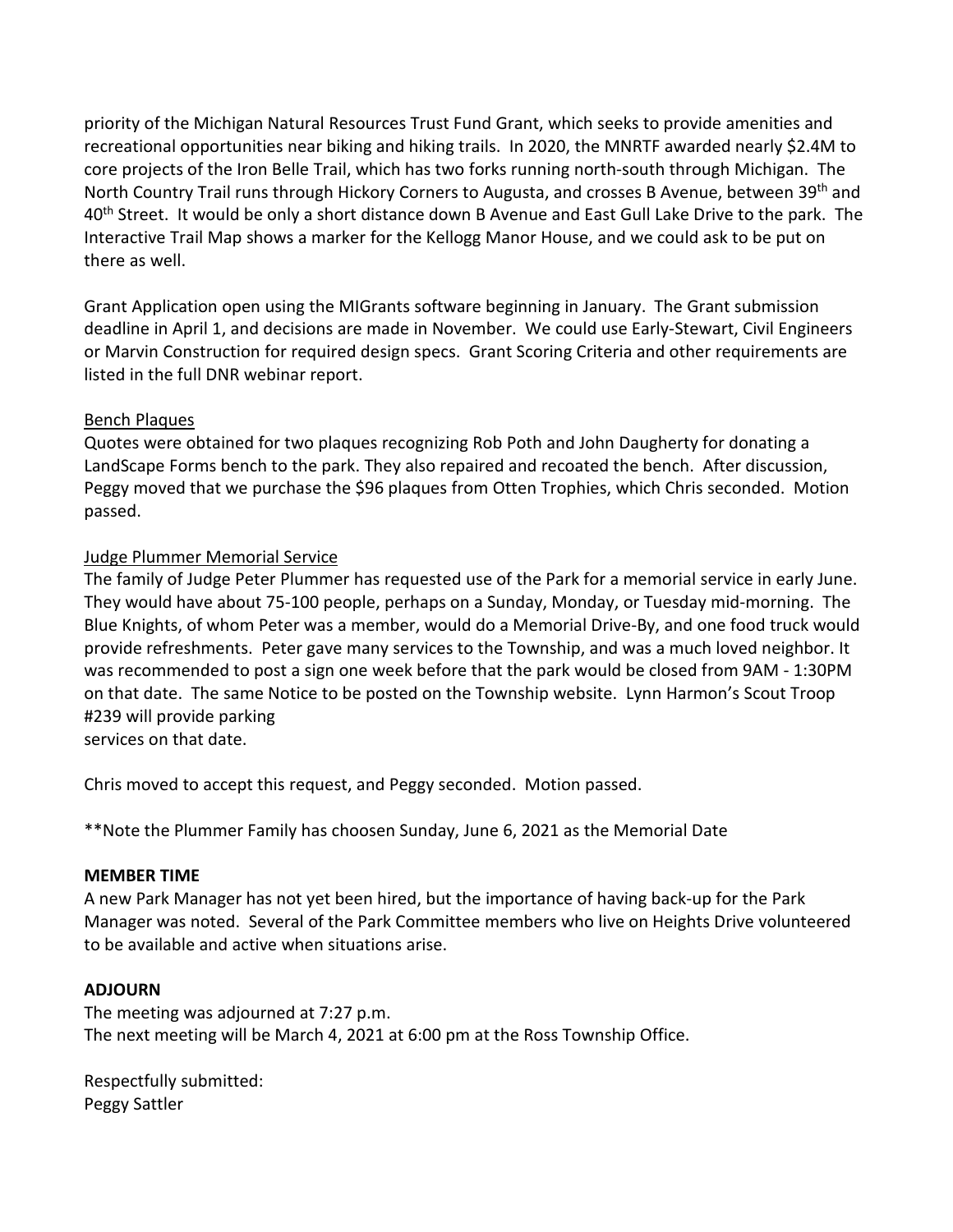priority of the Michigan Natural Resources Trust Fund Grant, which seeks to provide amenities and recreational opportunities near biking and hiking trails. In 2020, the MNRTF awarded nearly $2.4M to core projects of the Iron Belle Trail, which has two forks running north-south through Michigan. The North Country Trail runs through Hickory Corners to Augusta, and crosses B Avenue, between 39th and 40th Street. It would be only a short distance down B Avenue and East Gull Lake Drive to the park. The Interactive Trail Map shows a marker for the Kellogg Manor House, and we could ask to be put on there as well.

Grant Application open using the MIGrants software beginning in January. The Grant submission deadline in April 1, and decisions are made in November. We could use Early-Stewart, Civil Engineers or Marvin Construction for required design specs. Grant Scoring Criteria and other requirements are listed in the full DNR webinar report.

Bench Plaques

Quotes were obtained for two plaques recognizing Rob Poth and John Daugherty for donating a LandScape Forms bench to the park. They also repaired and recoated the bench. After discussion, Peggy moved that we purchase the $96 plaques from Otten Trophies, which Chris seconded. Motion passed.

Judge Plummer Memorial Service

The family of Judge Peter Plummer has requested use of the Park for a memorial service in early June. They would have about 75-100 people, perhaps on a Sunday, Monday, or Tuesday mid-morning. The Blue Knights, of whom Peter was a member, would do a Memorial Drive-By, and one food truck would provide refreshments. Peter gave many services to the Township, and was a much loved neighbor. It was recommended to post a sign one week before that the park would be closed from 9AM - 1:30PM on that date. The same Notice to be posted on the Township website. Lynn Harmon's Scout Troop #239 will provide parking
services on that date.

Chris moved to accept this request, and Peggy seconded. Motion passed.

**Note the Plummer Family has choosen Sunday, June 6, 2021 as the Memorial Date

**MEMBER TIME**

A new Park Manager has not yet been hired, but the importance of having back-up for the Park Manager was noted. Several of the Park Committee members who live on Heights Drive volunteered to be available and active when situations arise.

**ADJOURN**

The meeting was adjourned at 7:27 p.m.
The next meeting will be March 4, 2021 at 6:00 pm at the Ross Township Office.

Respectfully submitted:
Peggy Sattler